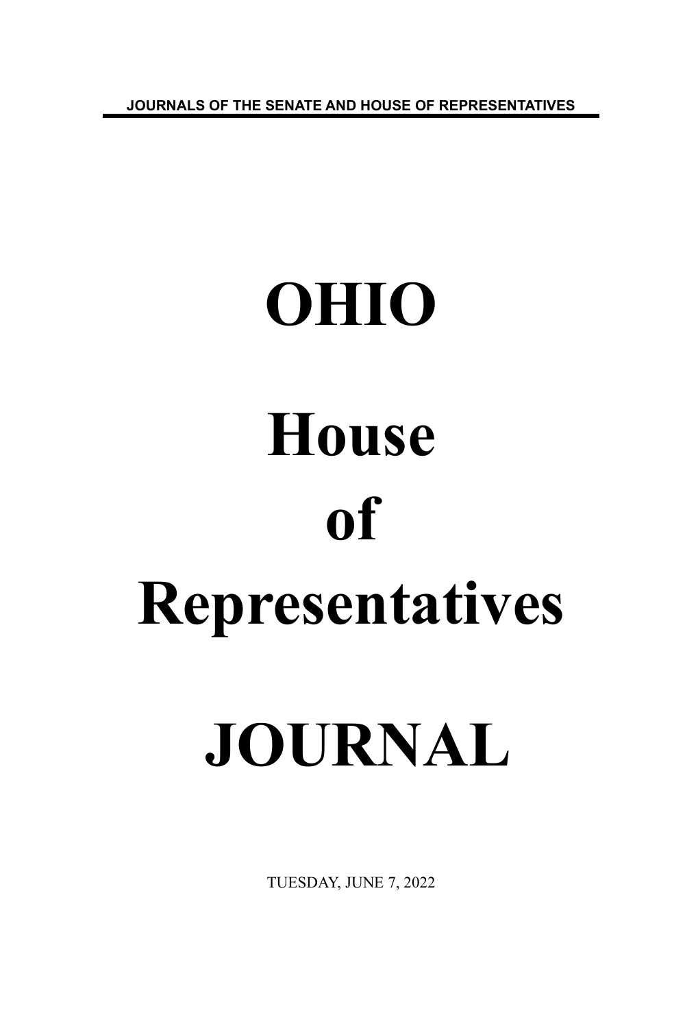JOURNALS OF THE SENATE AND HOUSE OF REPRESENTATIVES

# OHIO

# House

# of

# Representatives

# JOURNAL

TUESDAY, JUNE 7, 2022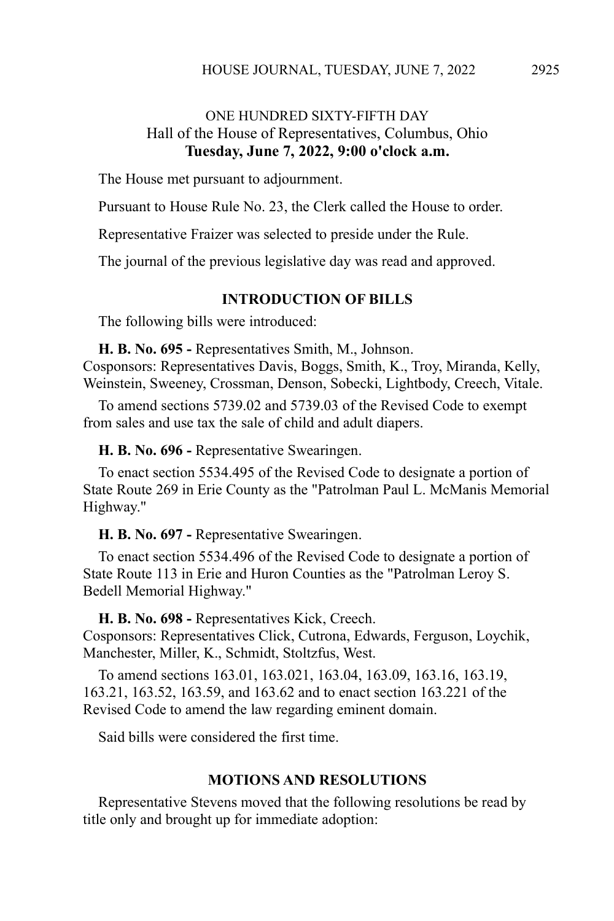## ONE HUNDRED SIXTY-FIFTH DAY
### Hall of the House of Representatives, Columbus, Ohio
**Tuesday, June 7, 2022, 9:00 o'clock a.m.**

The House met pursuant to adjournment.

Pursuant to House Rule No. 23, the Clerk called the House to order.

Representative Fraizer was selected to preside under the Rule.

The journal of the previous legislative day was read and approved.

### INTRODUCTION OF BILLS

The following bills were introduced:

**H. B. No. 695 -** Representatives Smith, M., Johnson.
Cosponsors: Representatives Davis, Boggs, Smith, K., Troy, Miranda, Kelly, Weinstein, Sweeney, Crossman, Denson, Sobecki, Lightbody, Creech, Vitale.

To amend sections 5739.02 and 5739.03 of the Revised Code to exempt from sales and use tax the sale of child and adult diapers.

**H. B. No. 696 -** Representative Swearingen.

To enact section 5534.495 of the Revised Code to designate a portion of State Route 269 in Erie County as the "Patrolman Paul L. McManis Memorial Highway."

**H. B. No. 697 -** Representative Swearingen.

To enact section 5534.496 of the Revised Code to designate a portion of State Route 113 in Erie and Huron Counties as the "Patrolman Leroy S. Bedell Memorial Highway."

**H. B. No. 698 -** Representatives Kick, Creech.
Cosponsors: Representatives Click, Cutrona, Edwards, Ferguson, Loychik, Manchester, Miller, K., Schmidt, Stoltzfus, West.

To amend sections 163.01, 163.021, 163.04, 163.09, 163.16, 163.19, 163.21, 163.52, 163.59, and 163.62 and to enact section 163.221 of the Revised Code to amend the law regarding eminent domain.

Said bills were considered the first time.

### MOTIONS AND RESOLUTIONS

Representative Stevens moved that the following resolutions be read by title only and brought up for immediate adoption: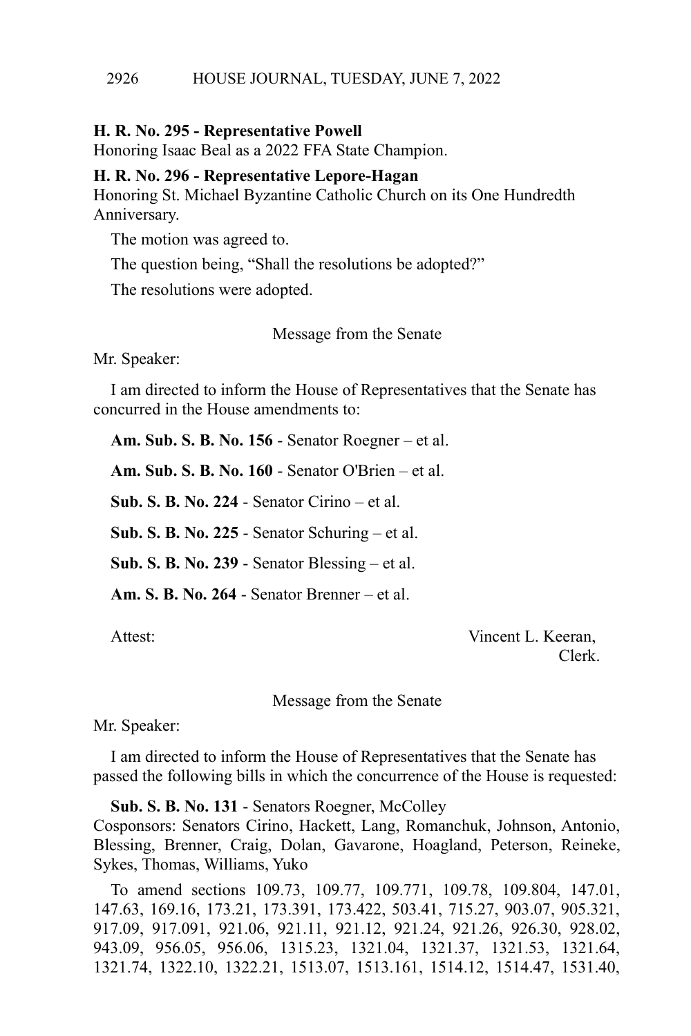**H. R. No. 295 - Representative Powell**
Honoring Isaac Beal as a 2022 FFA State Champion.

**H. R. No. 296 - Representative Lepore-Hagan**
Honoring St. Michael Byzantine Catholic Church on its One Hundredth Anniversary.

The motion was agreed to.

The question being, "Shall the resolutions be adopted?"

The resolutions were adopted.

Message from the Senate

Mr. Speaker:

I am directed to inform the House of Representatives that the Senate has concurred in the House amendments to:

**Am. Sub. S. B. No. 156** - Senator Roegner – et al.

**Am. Sub. S. B. No. 160** - Senator O'Brien – et al.

**Sub. S. B. No. 224** - Senator Cirino – et al.

**Sub. S. B. No. 225** - Senator Schuring – et al.

**Sub. S. B. No. 239** - Senator Blessing – et al.

**Am. S. B. No. 264** - Senator Brenner – et al.

Attest: Vincent L. Keeran, Clerk.

Message from the Senate

Mr. Speaker:

I am directed to inform the House of Representatives that the Senate has passed the following bills in which the concurrence of the House is requested:

**Sub. S. B. No. 131** - Senators Roegner, McColley
Cosponsors: Senators Cirino, Hackett, Lang, Romanchuk, Johnson, Antonio, Blessing, Brenner, Craig, Dolan, Gavarone, Hoagland, Peterson, Reineke, Sykes, Thomas, Williams, Yuko

To amend sections 109.73, 109.77, 109.771, 109.78, 109.804, 147.01, 147.63, 169.16, 173.21, 173.391, 173.422, 503.41, 715.27, 903.07, 905.321, 917.09, 917.091, 921.06, 921.11, 921.12, 921.24, 921.26, 926.30, 928.02, 943.09, 956.05, 956.06, 1315.23, 1321.04, 1321.37, 1321.53, 1321.64, 1321.74, 1322.10, 1322.21, 1513.07, 1513.161, 1514.12, 1514.47, 1531.40,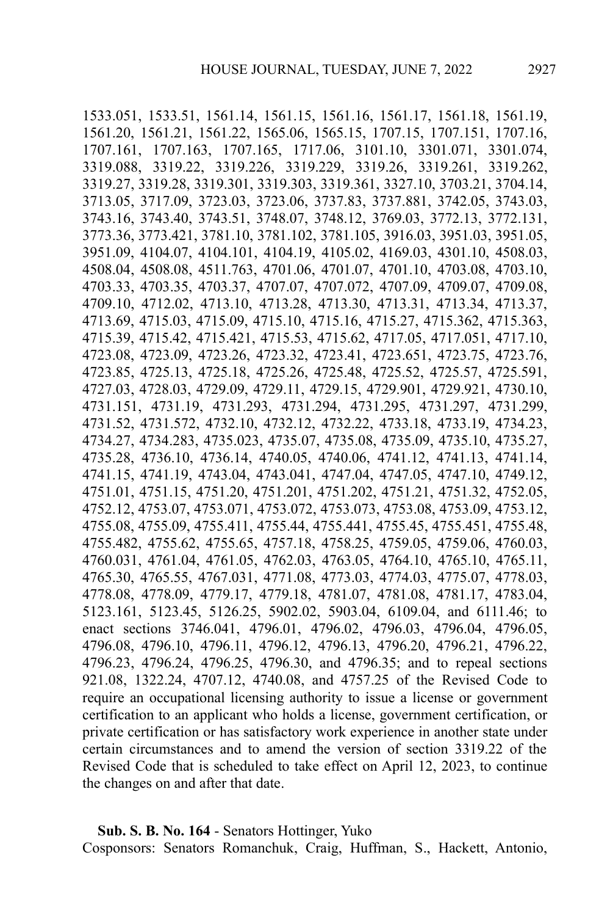1533.051, 1533.51, 1561.14, 1561.15, 1561.16, 1561.17, 1561.18, 1561.19, 1561.20, 1561.21, 1561.22, 1565.06, 1565.15, 1707.15, 1707.151, 1707.16, 1707.161, 1707.163, 1707.165, 1717.06, 3101.10, 3301.071, 3301.074, 3319.088, 3319.22, 3319.226, 3319.229, 3319.26, 3319.261, 3319.262, 3319.27, 3319.28, 3319.301, 3319.303, 3319.361, 3327.10, 3703.21, 3704.14, 3713.05, 3717.09, 3723.03, 3723.06, 3737.83, 3737.881, 3742.05, 3743.03, 3743.16, 3743.40, 3743.51, 3748.07, 3748.12, 3769.03, 3772.13, 3772.131, 3773.36, 3773.421, 3781.10, 3781.102, 3781.105, 3916.03, 3951.03, 3951.05, 3951.09, 4104.07, 4104.101, 4104.19, 4105.02, 4169.03, 4301.10, 4508.03, 4508.04, 4508.08, 4511.763, 4701.06, 4701.07, 4701.10, 4703.08, 4703.10, 4703.33, 4703.35, 4703.37, 4707.07, 4707.072, 4707.09, 4709.07, 4709.08, 4709.10, 4712.02, 4713.10, 4713.28, 4713.30, 4713.31, 4713.34, 4713.37, 4713.69, 4715.03, 4715.09, 4715.10, 4715.16, 4715.27, 4715.362, 4715.363, 4715.39, 4715.42, 4715.421, 4715.53, 4715.62, 4717.05, 4717.051, 4717.10, 4723.08, 4723.09, 4723.26, 4723.32, 4723.41, 4723.651, 4723.75, 4723.76, 4723.85, 4725.13, 4725.18, 4725.26, 4725.48, 4725.52, 4725.57, 4725.591, 4727.03, 4728.03, 4729.09, 4729.11, 4729.15, 4729.901, 4729.921, 4730.10, 4731.151, 4731.19, 4731.293, 4731.294, 4731.295, 4731.297, 4731.299, 4731.52, 4731.572, 4732.10, 4732.12, 4732.22, 4733.18, 4733.19, 4734.23, 4734.27, 4734.283, 4735.023, 4735.07, 4735.08, 4735.09, 4735.10, 4735.27, 4735.28, 4736.10, 4736.14, 4740.05, 4740.06, 4741.12, 4741.13, 4741.14, 4741.15, 4741.19, 4743.04, 4743.041, 4747.04, 4747.05, 4747.10, 4749.12, 4751.01, 4751.15, 4751.20, 4751.201, 4751.202, 4751.21, 4751.32, 4752.05, 4752.12, 4753.07, 4753.071, 4753.072, 4753.073, 4753.08, 4753.09, 4753.12, 4755.08, 4755.09, 4755.411, 4755.44, 4755.441, 4755.45, 4755.451, 4755.48, 4755.482, 4755.62, 4755.65, 4757.18, 4758.25, 4759.05, 4759.06, 4760.03, 4760.031, 4761.04, 4761.05, 4762.03, 4763.05, 4764.10, 4765.10, 4765.11, 4765.30, 4765.55, 4767.031, 4771.08, 4773.03, 4774.03, 4775.07, 4778.03, 4778.08, 4778.09, 4779.17, 4779.18, 4781.07, 4781.08, 4781.17, 4783.04, 5123.161, 5123.45, 5126.25, 5902.02, 5903.04, 6109.04, and 6111.46; to enact sections 3746.041, 4796.01, 4796.02, 4796.03, 4796.04, 4796.05, 4796.08, 4796.10, 4796.11, 4796.12, 4796.13, 4796.20, 4796.21, 4796.22, 4796.23, 4796.24, 4796.25, 4796.30, and 4796.35; and to repeal sections 921.08, 1322.24, 4707.12, 4740.08, and 4757.25 of the Revised Code to require an occupational licensing authority to issue a license or government certification to an applicant who holds a license, government certification, or private certification or has satisfactory work experience in another state under certain circumstances and to amend the version of section 3319.22 of the Revised Code that is scheduled to take effect on April 12, 2023, to continue the changes on and after that date.

**Sub. S. B. No. 164** - Senators Hottinger, Yuko
Cosponsors: Senators Romanchuk, Craig, Huffman, S., Hackett, Antonio,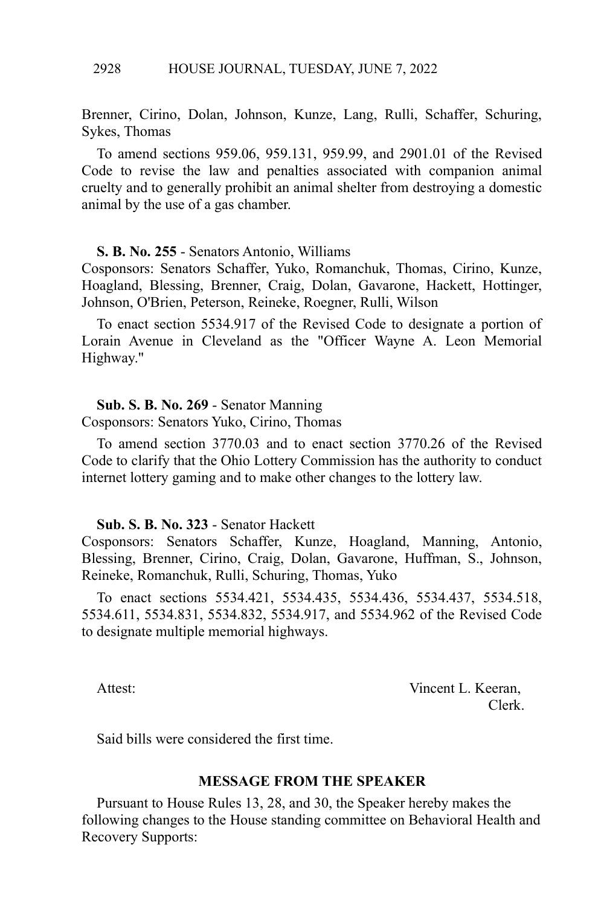Brenner, Cirino, Dolan, Johnson, Kunze, Lang, Rulli, Schaffer, Schuring, Sykes, Thomas

To amend sections 959.06, 959.131, 959.99, and 2901.01 of the Revised Code to revise the law and penalties associated with companion animal cruelty and to generally prohibit an animal shelter from destroying a domestic animal by the use of a gas chamber.

**S. B. No. 255** - Senators Antonio, Williams
Cosponsors: Senators Schaffer, Yuko, Romanchuk, Thomas, Cirino, Kunze, Hoagland, Blessing, Brenner, Craig, Dolan, Gavarone, Hackett, Hottinger, Johnson, O'Brien, Peterson, Reineke, Roegner, Rulli, Wilson

To enact section 5534.917 of the Revised Code to designate a portion of Lorain Avenue in Cleveland as the "Officer Wayne A. Leon Memorial Highway."

**Sub. S. B. No. 269** - Senator Manning
Cosponsors: Senators Yuko, Cirino, Thomas

To amend section 3770.03 and to enact section 3770.26 of the Revised Code to clarify that the Ohio Lottery Commission has the authority to conduct internet lottery gaming and to make other changes to the lottery law.

**Sub. S. B. No. 323** - Senator Hackett
Cosponsors: Senators Schaffer, Kunze, Hoagland, Manning, Antonio, Blessing, Brenner, Cirino, Craig, Dolan, Gavarone, Huffman, S., Johnson, Reineke, Romanchuk, Rulli, Schuring, Thomas, Yuko

To enact sections 5534.421, 5534.435, 5534.436, 5534.437, 5534.518, 5534.611, 5534.831, 5534.832, 5534.917, and 5534.962 of the Revised Code to designate multiple memorial highways.

Attest: Vincent L. Keeran,
Clerk.

Said bills were considered the first time.

## MESSAGE FROM THE SPEAKER

Pursuant to House Rules 13, 28, and 30, the Speaker hereby makes the following changes to the House standing committee on Behavioral Health and Recovery Supports: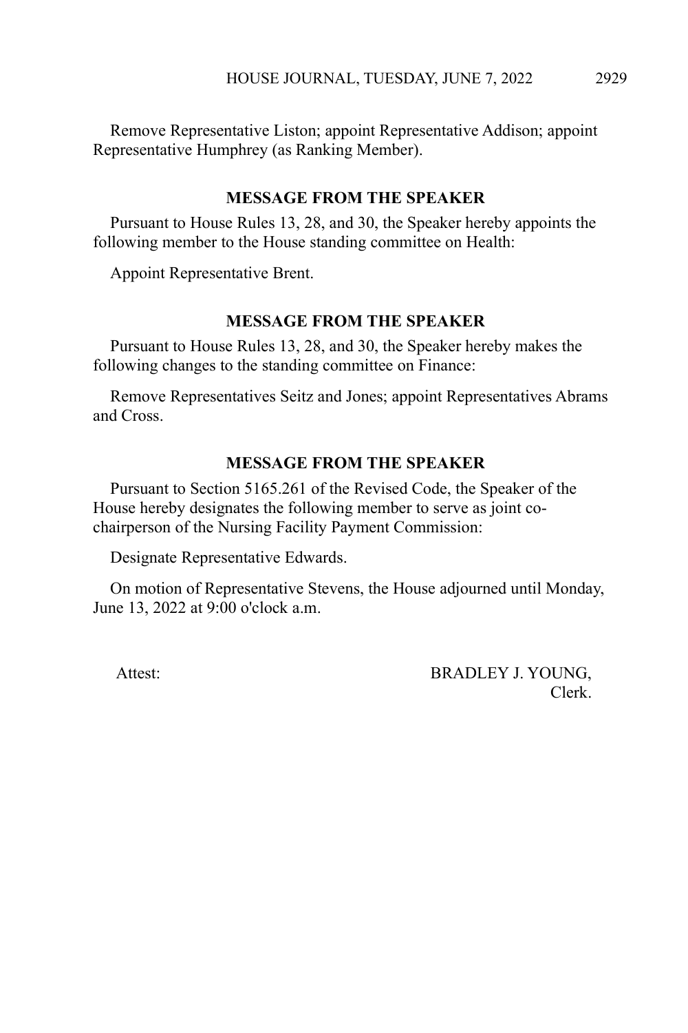Remove Representative Liston; appoint Representative Addison; appoint Representative Humphrey (as Ranking Member).

**MESSAGE FROM THE SPEAKER**

Pursuant to House Rules 13, 28, and 30, the Speaker hereby appoints the following member to the House standing committee on Health:

Appoint Representative Brent.

**MESSAGE FROM THE SPEAKER**

Pursuant to House Rules 13, 28, and 30, the Speaker hereby makes the following changes to the standing committee on Finance:

Remove Representatives Seitz and Jones; appoint Representatives Abrams and Cross.

**MESSAGE FROM THE SPEAKER**

Pursuant to Section 5165.261 of the Revised Code, the Speaker of the House hereby designates the following member to serve as joint co-chairperson of the Nursing Facility Payment Commission:

Designate Representative Edwards.

On motion of Representative Stevens, the House adjourned until Monday, June 13, 2022 at 9:00 o'clock a.m.

Attest: BRADLEY J. YOUNG,
Clerk.